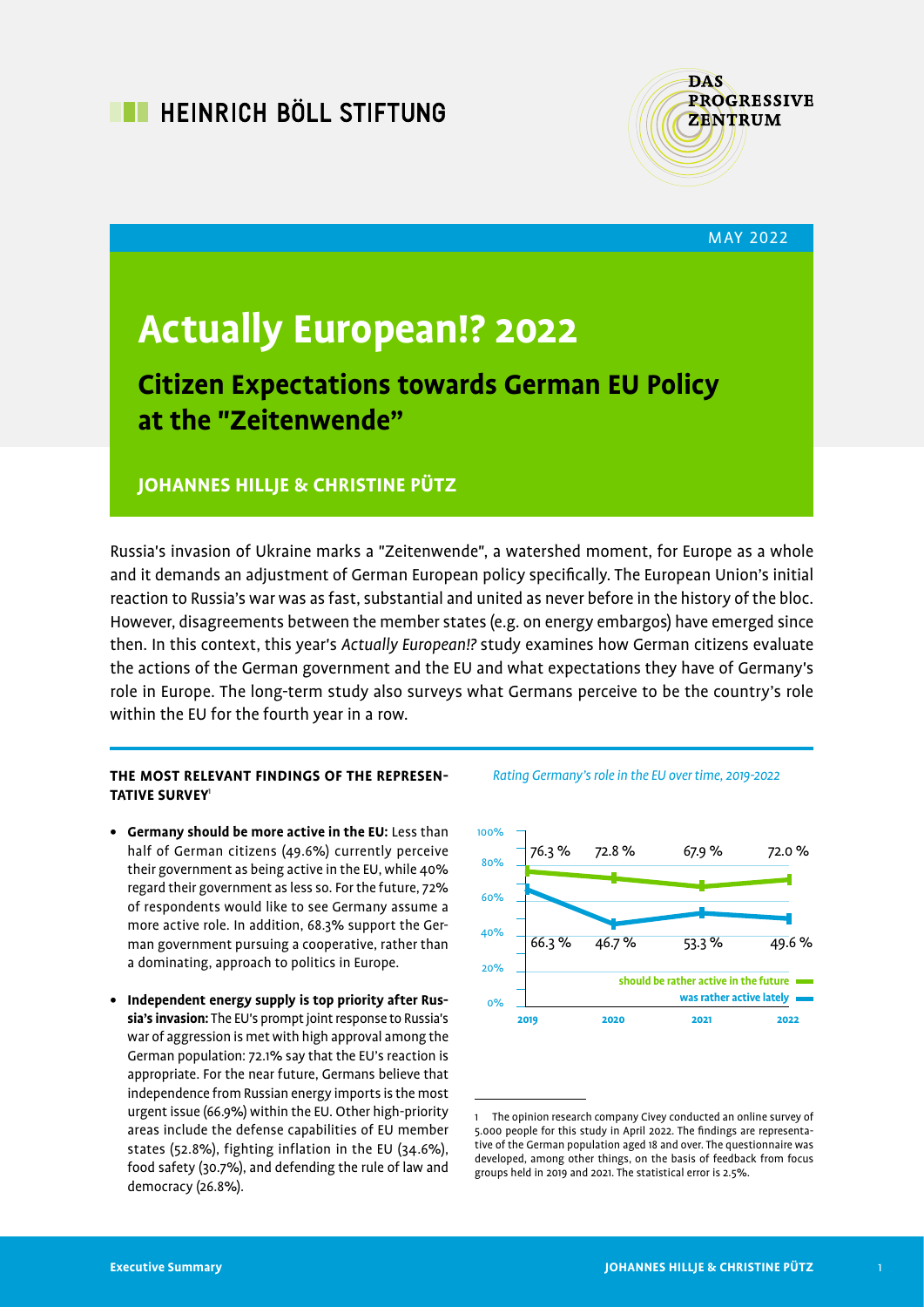HEINRICH BÖLL STIFTUNG

DAS PROGRESSIVE ZENTRUM

MAY 2022

# Actually European!? 2022

## Citizen Expectations towards German EU Policy at the "Zeitenwende"

**JOHANNES HILLJE & CHRISTINE PÜTZ**

Russia's invasion of Ukraine marks a "Zeitenwende", a watershed moment, for Europe as a whole and it demands an adjustment of German European policy specifically. The European Union's initial reaction to Russia's war was as fast, substantial and united as never before in the history of the bloc. However, disagreements between the member states (e.g. on energy embargos) have emerged since then. In this context, this year's *Actually European!?* study examines how German citizens evaluate the actions of the German government and the EU and what expectations they have of Germany's role in Europe. The long-term study also surveys what Germans perceive to be the country's role within the EU for the fourth year in a row.

### THE MOST RELEVANT FINDINGS OF THE REPRESENTATIVE SURVEY[1]

- **Germany should be more active in the EU:** Less than half of German citizens (49.6%) currently perceive their government as being active in the EU, while 40% regard their government as less so. For the future, 72% of respondents would like to see Germany assume a more active role. In addition, 68.3% support the German government pursuing a cooperative, rather than a dominating, approach to politics in Europe.
- **Independent energy supply is top priority after Russia's invasion:** The EU's prompt joint response to Russia's war of aggression is met with high approval among the German population: 72.1% say that the EU's reaction is appropriate. For the near future, Germans believe that independence from Russian energy imports is the most urgent issue (66.9%) within the EU. Other high-priority areas include the defense capabilities of EU member states (52.8%), fighting inflation in the EU (34.6%), food safety (30.7%), and defending the rule of law and democracy (26.8%).

*Rating Germany's role in the EU over time, 2019-2022*

| | 2019 | 2020 | 2021 | 2022 |
|---|---|---|---|---|
| should be rather active in the future | 76.3 % | 72.8 % | 67.9 % | 72.0 % |
| was rather active lately | 66.3 % | 46.7 % | 53.3 % | 49.6 % |

1 The opinion research company Civey conducted an online survey of 5.000 people for this study in April 2022. The findings are representative of the German population aged 18 and over. The questionnaire was developed, among other things, on the basis of feedback from focus groups held in 2019 and 2021. The statistical error is 2.5%.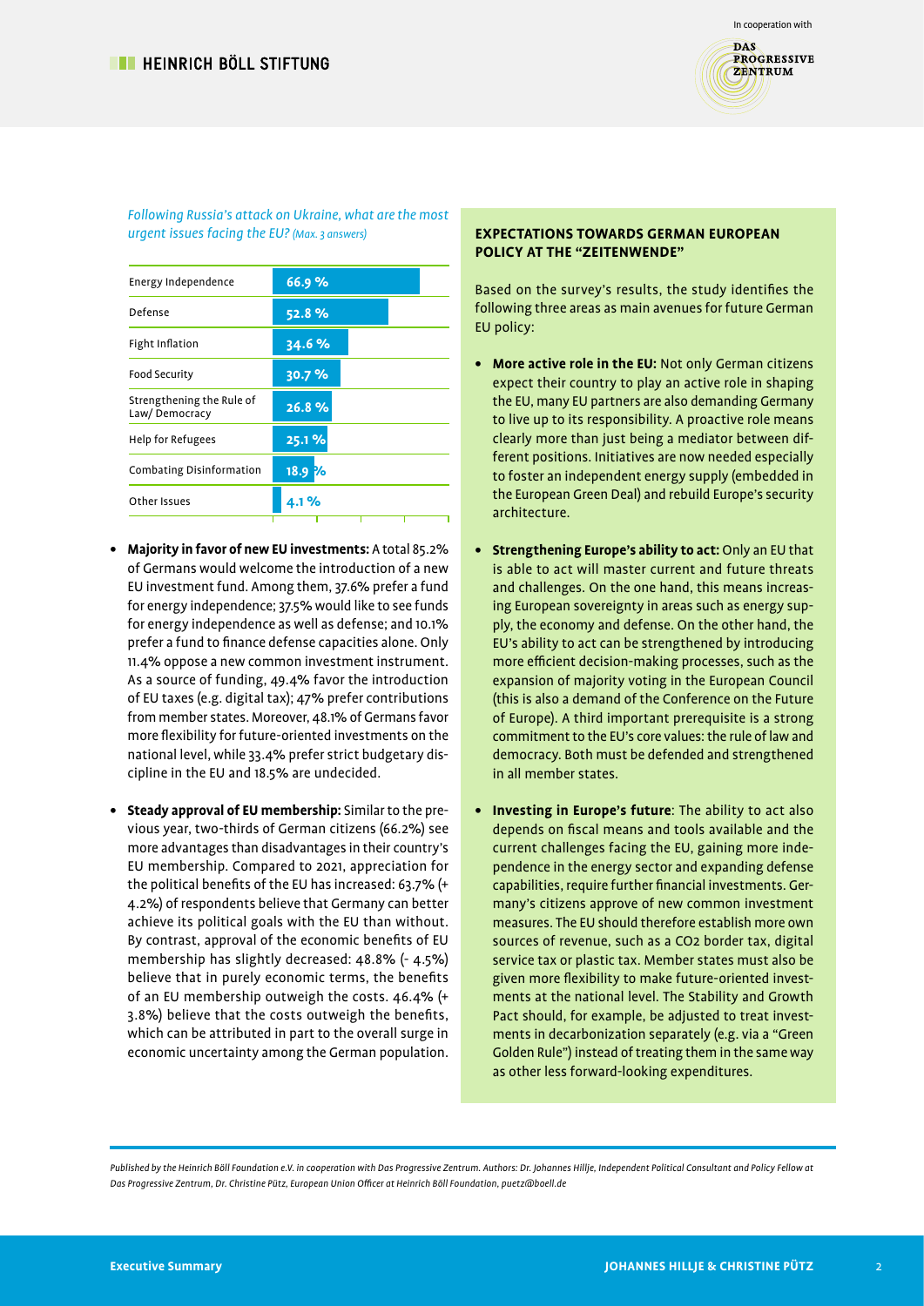*Following Russia's attack on Ukraine, what are the most urgent issues facing the EU? (Max. 3 answers)*

Energy Independence 66.9 %
Defense 52.8 %
Fight Inflation 34.6 %
Food Security 30.7 %
Strengthening the Rule of Law/ Democracy 26.8 %
Help for Refugees 25.1 %
Combating Disinformation 18.9 %
Other Issues 4.1 %

- **Majority in favor of new EU investments:** A total 85.2% of Germans would welcome the introduction of a new EU investment fund. Among them, 37.6% prefer a fund for energy independence; 37.5% would like to see funds for energy independence as well as defense; and 10.1% prefer a fund to finance defense capacities alone. Only 11.4% oppose a new common investment instrument. As a source of funding, 49.4% favor the introduction of EU taxes (e.g. digital tax); 47% prefer contributions from member states. Moreover, 48.1% of Germans favor more flexibility for future-oriented investments on the national level, while 33.4% prefer strict budgetary discipline in the EU and 18.5% are undecided.

- **Steady approval of EU membership:** Similar to the previous year, two-thirds of German citizens (66.2%) see more advantages than disadvantages in their country's EU membership. Compared to 2021, appreciation for the political benefits of the EU has increased: 63.7% (+ 4.2%) of respondents believe that Germany can better achieve its political goals with the EU than without. By contrast, approval of the economic benefits of EU membership has slightly decreased: 48.8% (- 4.5%) believe that in purely economic terms, the benefits of an EU membership outweigh the costs. 46.4% (+ 3.8%) believe that the costs outweigh the benefits, which can be attributed in part to the overall surge in economic uncertainty among the German population.

### EXPECTATIONS TOWARDS GERMAN EUROPEAN POLICY AT THE "ZEITENWENDE"

Based on the survey's results, the study identifies the following three areas as main avenues for future German EU policy:

- **More active role in the EU:** Not only German citizens expect their country to play an active role in shaping the EU, many EU partners are also demanding Germany to live up to its responsibility. A proactive role means clearly more than just being a mediator between different positions. Initiatives are now needed especially to foster an independent energy supply (embedded in the European Green Deal) and rebuild Europe's security architecture.

- **Strengthening Europe's ability to act:** Only an EU that is able to act will master current and future threats and challenges. On the one hand, this means increasing European sovereignty in areas such as energy supply, the economy and defense. On the other hand, the EU's ability to act can be strengthened by introducing more efficient decision-making processes, such as the expansion of majority voting in the European Council (this is also a demand of the Conference on the Future of Europe). A third important prerequisite is a strong commitment to the EU's core values: the rule of law and democracy. Both must be defended and strengthened in all member states.

- **Investing in Europe's future**: The ability to act also depends on fiscal means and tools available and the current challenges facing the EU, gaining more independence in the energy sector and expanding defense capabilities, require further financial investments. Germany's citizens approve of new common investment measures. The EU should therefore establish more own sources of revenue, such as a $CO_2$ border tax, digital service tax or plastic tax. Member states must also be given more flexibility to make future-oriented investments at the national level. The Stability and Growth Pact should, for example, be adjusted to treat investments in decarbonization separately (e.g. via a "Green Golden Rule") instead of treating them in the same way as other less forward-looking expenditures.

*Published by the Heinrich Böll Foundation e.V. in cooperation with Das Progressive Zentrum. Authors: Dr. Johannes Hillje, Independent Political Consultant and Policy Fellow at Das Progressive Zentrum, Dr. Christine Pütz, European Union Officer at Heinrich Böll Foundation, puetz@boell.de*